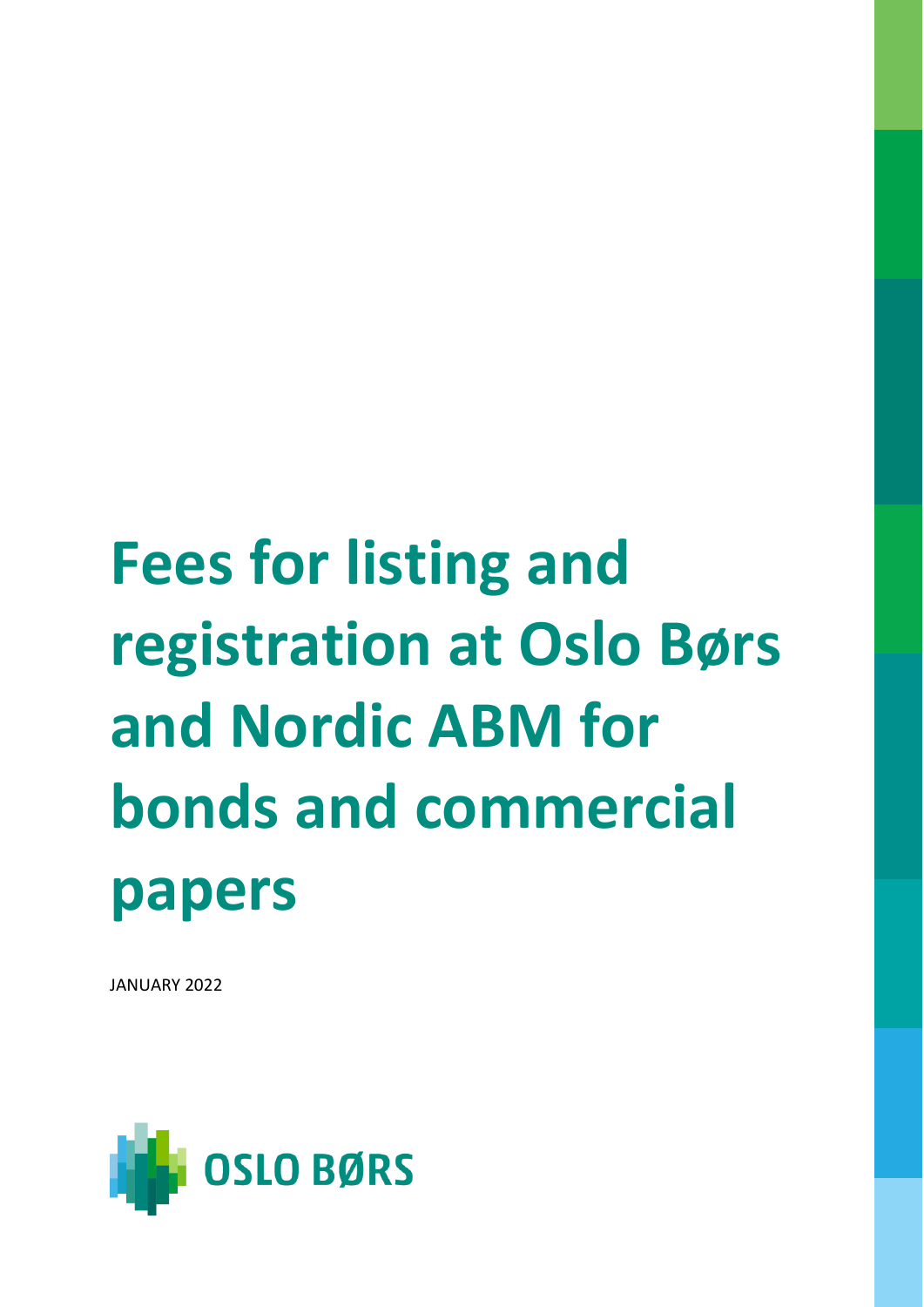# Fees for listing and registration at Oslo Børs and Nordic ABM for bonds and commercial papers

JANUARY 2022

OSLO BØRS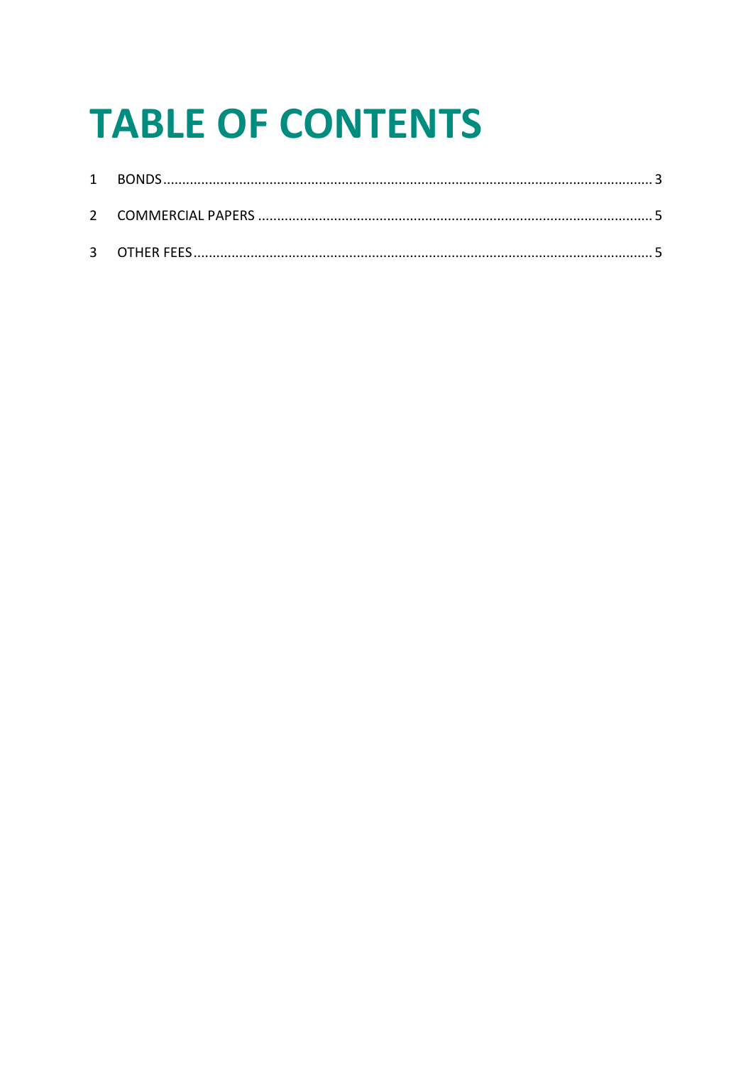# TABLE OF CONTENTS

1 BONDS ........................................................................................................................................ 3

2 COMMERCIAL PAPERS ............................................................................................................. 5

3 OTHER FEES ............................................................................................................................... 5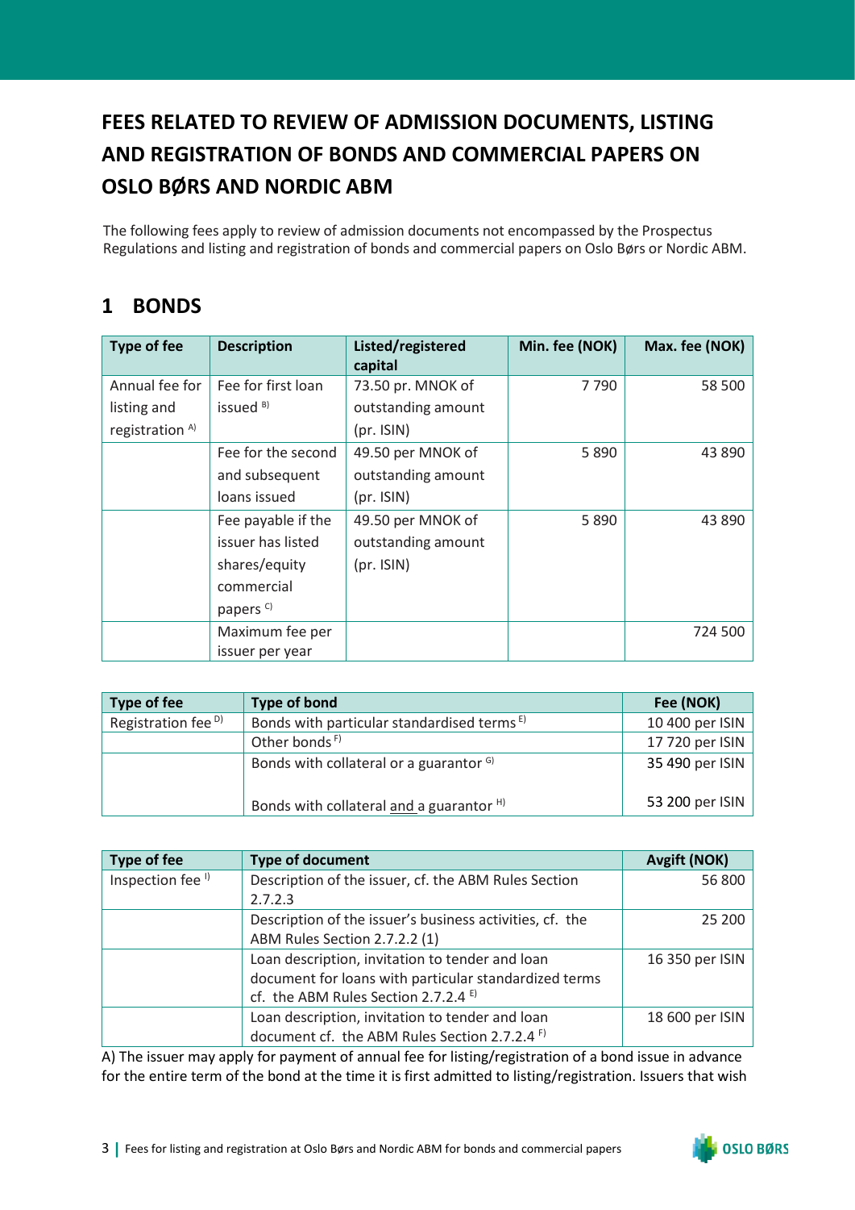# FEES RELATED TO REVIEW OF ADMISSION DOCUMENTS, LISTING AND REGISTRATION OF BONDS AND COMMERCIAL PAPERS ON OSLO BØRS AND NORDIC ABM

The following fees apply to review of admission documents not encompassed by the Prospectus Regulations and listing and registration of bonds and commercial papers on Oslo Børs or Nordic ABM.

## 1 BONDS

| Type of fee | Description | Listed/registered capital | Min. fee (NOK) | Max. fee (NOK) |
|---|---|---|---|---|
| Annual fee for listing and registration [A)] | Fee for first loan issued [B)] | 73.50 pr. MNOK of outstanding amount (pr. ISIN) | 7 790 | 58 500 |
| | Fee for the second and subsequent loans issued | 49.50 per MNOK of outstanding amount (pr. ISIN) | 5 890 | 43 890 |
| | Fee payable if the issuer has listed shares/equity commercial papers [C)] | 49.50 per MNOK of outstanding amount (pr. ISIN) | 5 890 | 43 890 |
| | Maximum fee per issuer per year | | | 724 500 |

| Type of fee | Type of bond | Fee (NOK) |
|---|---|---|
| Registration fee [D)] | Bonds with particular standardised terms [E)] | 10 400 per ISIN |
| | Other bonds [F)] | 17 720 per ISIN |
| | Bonds with collateral or a guarantor [G)] | 35 490 per ISIN |
| | Bonds with collateral and a guarantor [H)] | 53 200 per ISIN |

| Type of fee | Type of document | Avgift (NOK) |
|---|---|---|
| Inspection fee [I)] | Description of the issuer, cf. the ABM Rules Section 2.7.2.3 | 56 800 |
| | Description of the issuer's business activities, cf. the ABM Rules Section 2.7.2.2 (1) | 25 200 |
| | Loan description, invitation to tender and loan document for loans with particular standardized terms cf. the ABM Rules Section 2.7.2.4 [E)] | 16 350 per ISIN |
| | Loan description, invitation to tender and loan document cf. the ABM Rules Section 2.7.2.4 [F)] | 18 600 per ISIN |

A) The issuer may apply for payment of annual fee for listing/registration of a bond issue in advance for the entire term of the bond at the time it is first admitted to listing/registration. Issuers that wish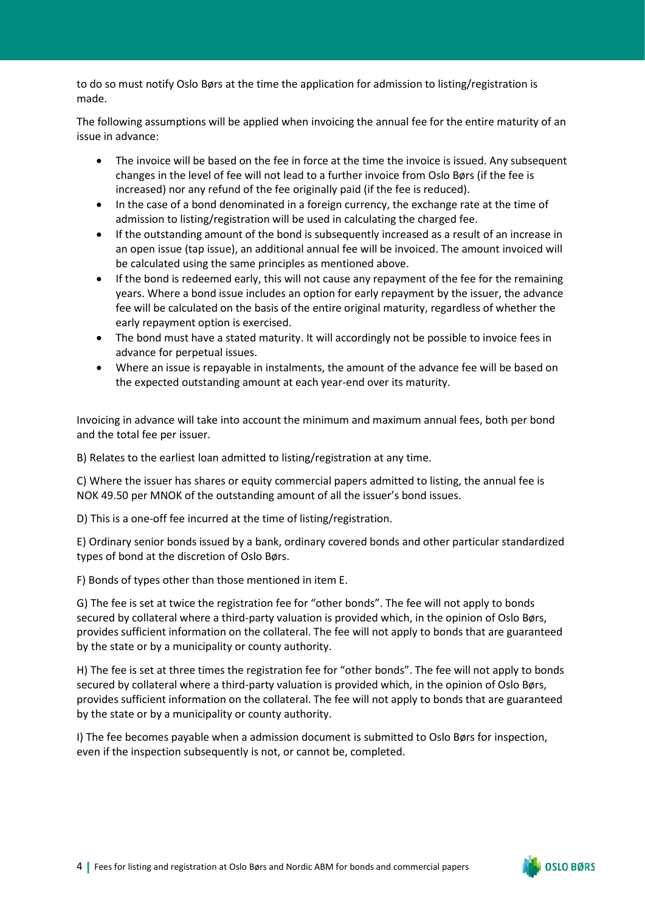to do so must notify Oslo Børs at the time the application for admission to listing/registration is made.

The following assumptions will be applied when invoicing the annual fee for the entire maturity of an issue in advance:

- The invoice will be based on the fee in force at the time the invoice is issued. Any subsequent changes in the level of fee will not lead to a further invoice from Oslo Børs (if the fee is increased) nor any refund of the fee originally paid (if the fee is reduced).
- In the case of a bond denominated in a foreign currency, the exchange rate at the time of admission to listing/registration will be used in calculating the charged fee.
- If the outstanding amount of the bond is subsequently increased as a result of an increase in an open issue (tap issue), an additional annual fee will be invoiced. The amount invoiced will be calculated using the same principles as mentioned above.
- If the bond is redeemed early, this will not cause any repayment of the fee for the remaining years. Where a bond issue includes an option for early repayment by the issuer, the advance fee will be calculated on the basis of the entire original maturity, regardless of whether the early repayment option is exercised.
- The bond must have a stated maturity. It will accordingly not be possible to invoice fees in advance for perpetual issues.
- Where an issue is repayable in instalments, the amount of the advance fee will be based on the expected outstanding amount at each year-end over its maturity.

Invoicing in advance will take into account the minimum and maximum annual fees, both per bond and the total fee per issuer.

B) Relates to the earliest loan admitted to listing/registration at any time.

C) Where the issuer has shares or equity commercial papers admitted to listing, the annual fee is NOK 49.50 per MNOK of the outstanding amount of all the issuer's bond issues.

D) This is a one-off fee incurred at the time of listing/registration.

E) Ordinary senior bonds issued by a bank, ordinary covered bonds and other particular standardized types of bond at the discretion of Oslo Børs.

F) Bonds of types other than those mentioned in item E.

G) The fee is set at twice the registration fee for "other bonds". The fee will not apply to bonds secured by collateral where a third-party valuation is provided which, in the opinion of Oslo Børs, provides sufficient information on the collateral. The fee will not apply to bonds that are guaranteed by the state or by a municipality or county authority.

H) The fee is set at three times the registration fee for "other bonds". The fee will not apply to bonds secured by collateral where a third-party valuation is provided which, in the opinion of Oslo Børs, provides sufficient information on the collateral. The fee will not apply to bonds that are guaranteed by the state or by a municipality or county authority.

I) The fee becomes payable when a admission document is submitted to Oslo Børs for inspection, even if the inspection subsequently is not, or cannot be, completed.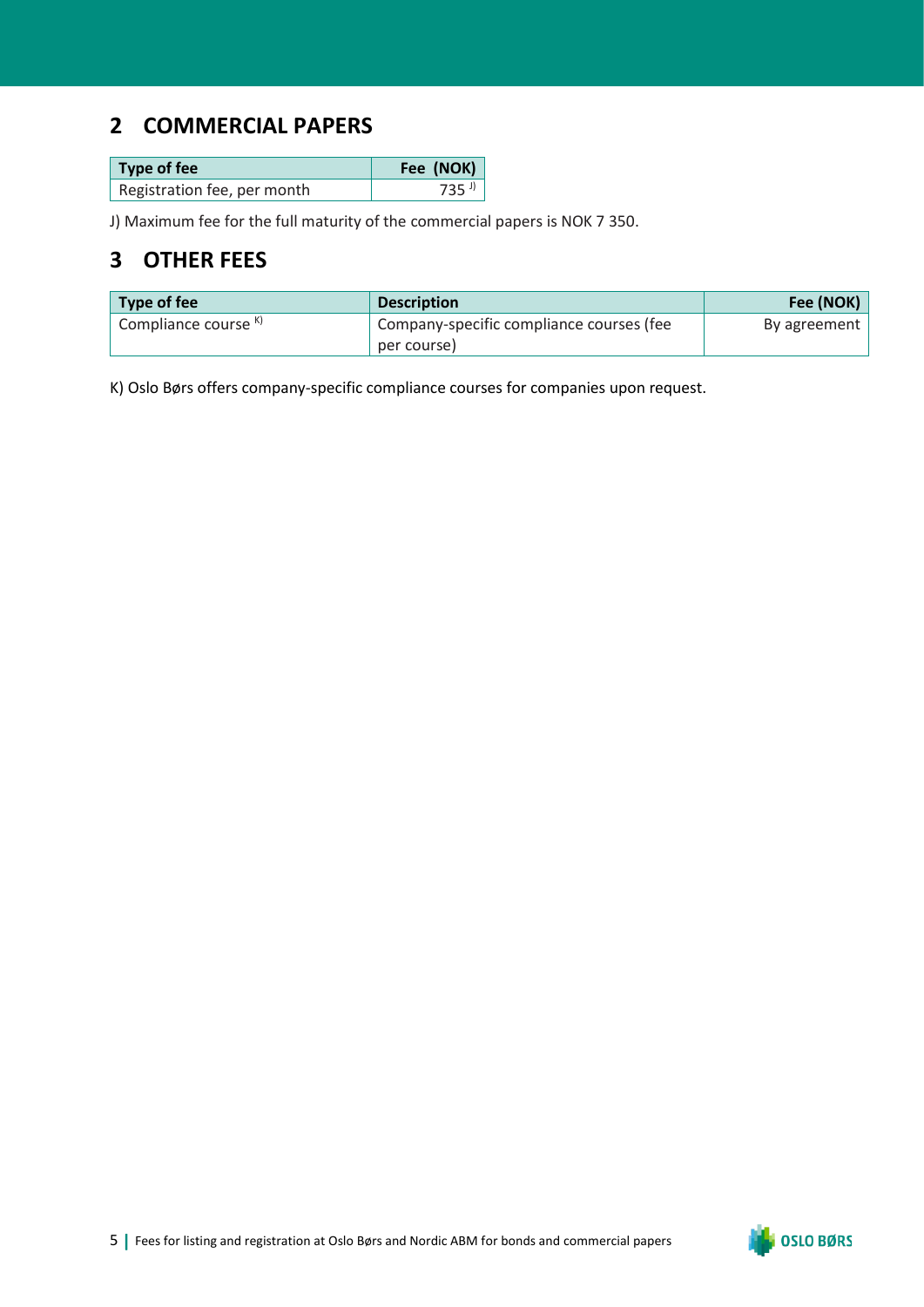## 2 COMMERCIAL PAPERS

| Type of fee | Fee (NOK) |
|---|---|
| Registration fee, per month | 735 [J)] |

J) Maximum fee for the full maturity of the commercial papers is NOK 7 350.

## 3 OTHER FEES

| Type of fee | Description | Fee (NOK) |
|---|---|---|
| Compliance course [K)] | Company-specific compliance courses (fee per course) | By agreement |

K) Oslo Børs offers company-specific compliance courses for companies upon request.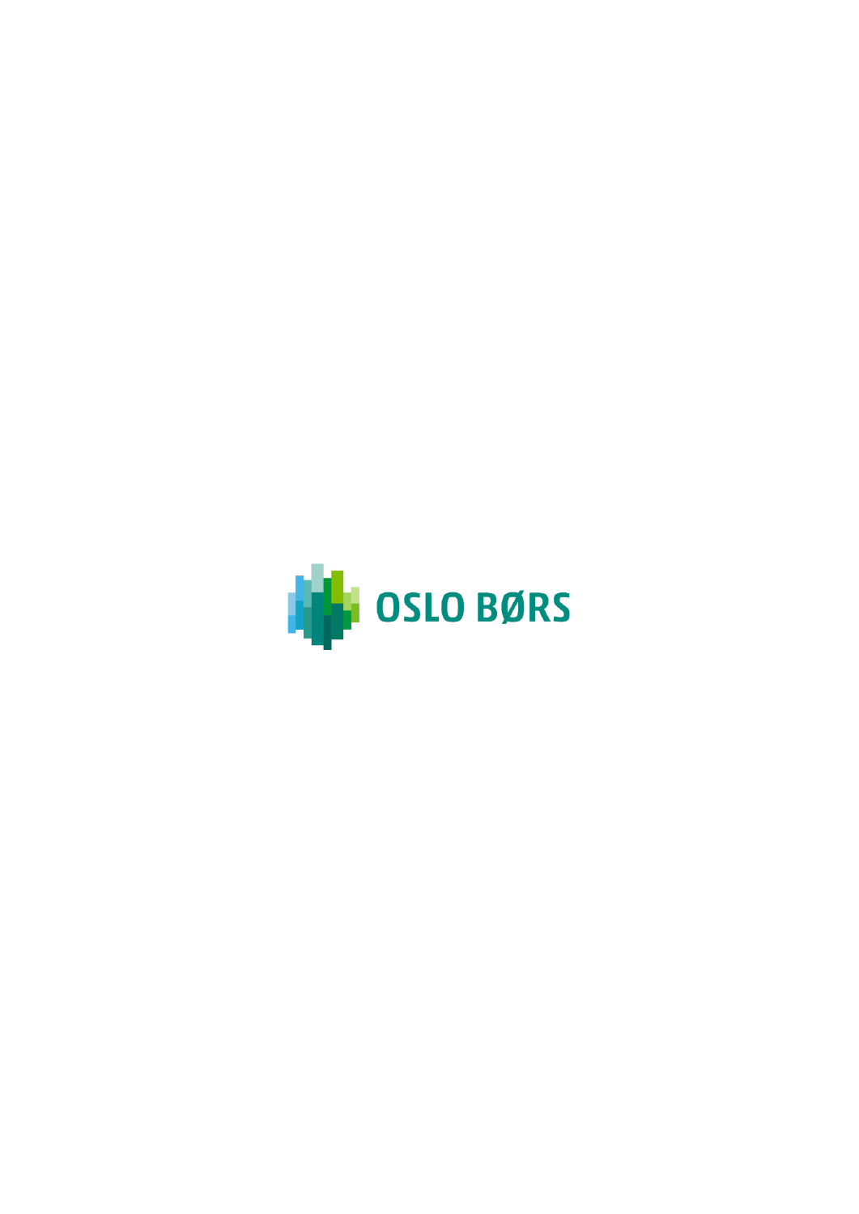OSLO BØRS